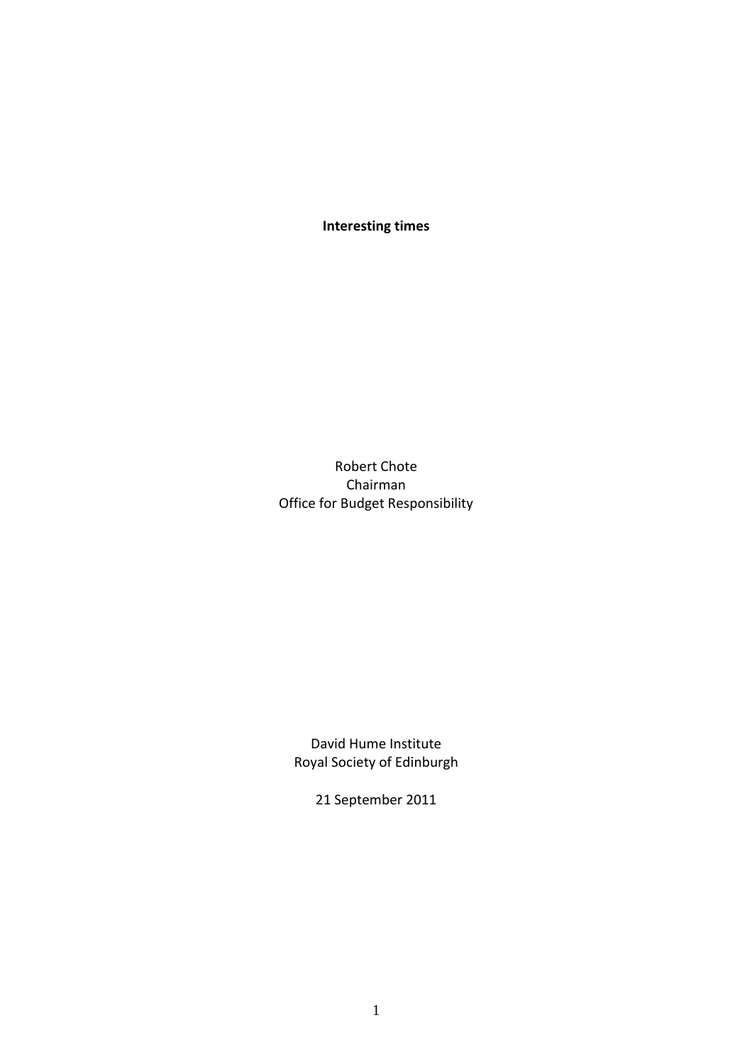**Interesting times**

Robert Chote
Chairman
Office for Budget Responsibility

David Hume Institute
Royal Society of Edinburgh

21 September 2011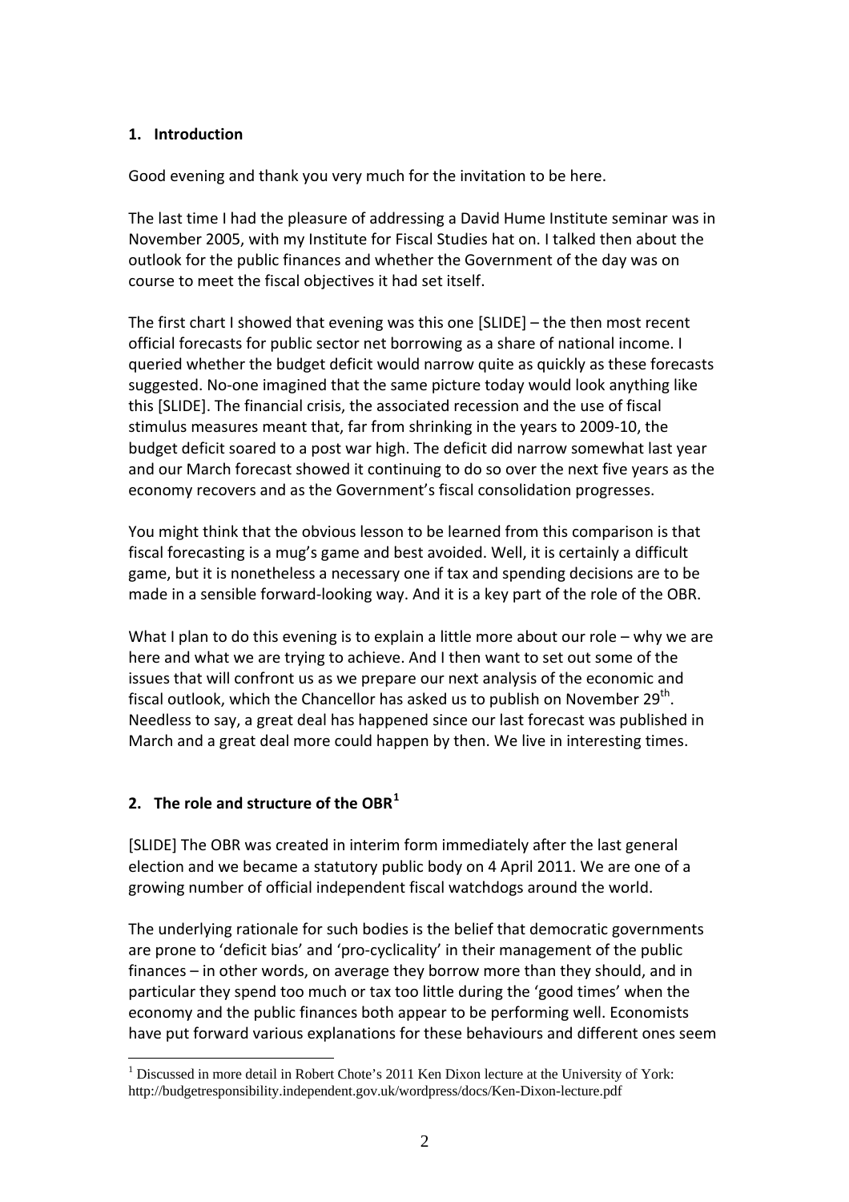## 1. Introduction

Good evening and thank you very much for the invitation to be here.

The last time I had the pleasure of addressing a David Hume Institute seminar was in November 2005, with my Institute for Fiscal Studies hat on. I talked then about the outlook for the public finances and whether the Government of the day was on course to meet the fiscal objectives it had set itself.

The first chart I showed that evening was this one [SLIDE] – the then most recent official forecasts for public sector net borrowing as a share of national income. I queried whether the budget deficit would narrow quite as quickly as these forecasts suggested. No-one imagined that the same picture today would look anything like this [SLIDE]. The financial crisis, the associated recession and the use of fiscal stimulus measures meant that, far from shrinking in the years to 2009-10, the budget deficit soared to a post war high. The deficit did narrow somewhat last year and our March forecast showed it continuing to do so over the next five years as the economy recovers and as the Government's fiscal consolidation progresses.

You might think that the obvious lesson to be learned from this comparison is that fiscal forecasting is a mug's game and best avoided. Well, it is certainly a difficult game, but it is nonetheless a necessary one if tax and spending decisions are to be made in a sensible forward-looking way. And it is a key part of the role of the OBR.

What I plan to do this evening is to explain a little more about our role – why we are here and what we are trying to achieve. And I then want to set out some of the issues that will confront us as we prepare our next analysis of the economic and fiscal outlook, which the Chancellor has asked us to publish on November 29th. Needless to say, a great deal has happened since our last forecast was published in March and a great deal more could happen by then. We live in interesting times.

## 2. The role and structure of the OBR[1]

[SLIDE] The OBR was created in interim form immediately after the last general election and we became a statutory public body on 4 April 2011. We are one of a growing number of official independent fiscal watchdogs around the world.

The underlying rationale for such bodies is the belief that democratic governments are prone to 'deficit bias' and 'pro-cyclicality' in their management of the public finances – in other words, on average they borrow more than they should, and in particular they spend too much or tax too little during the 'good times' when the economy and the public finances both appear to be performing well. Economists have put forward various explanations for these behaviours and different ones seem

[1] Discussed in more detail in Robert Chote's 2011 Ken Dixon lecture at the University of York: http://budgetresponsibility.independent.gov.uk/wordpress/docs/Ken-Dixon-lecture.pdf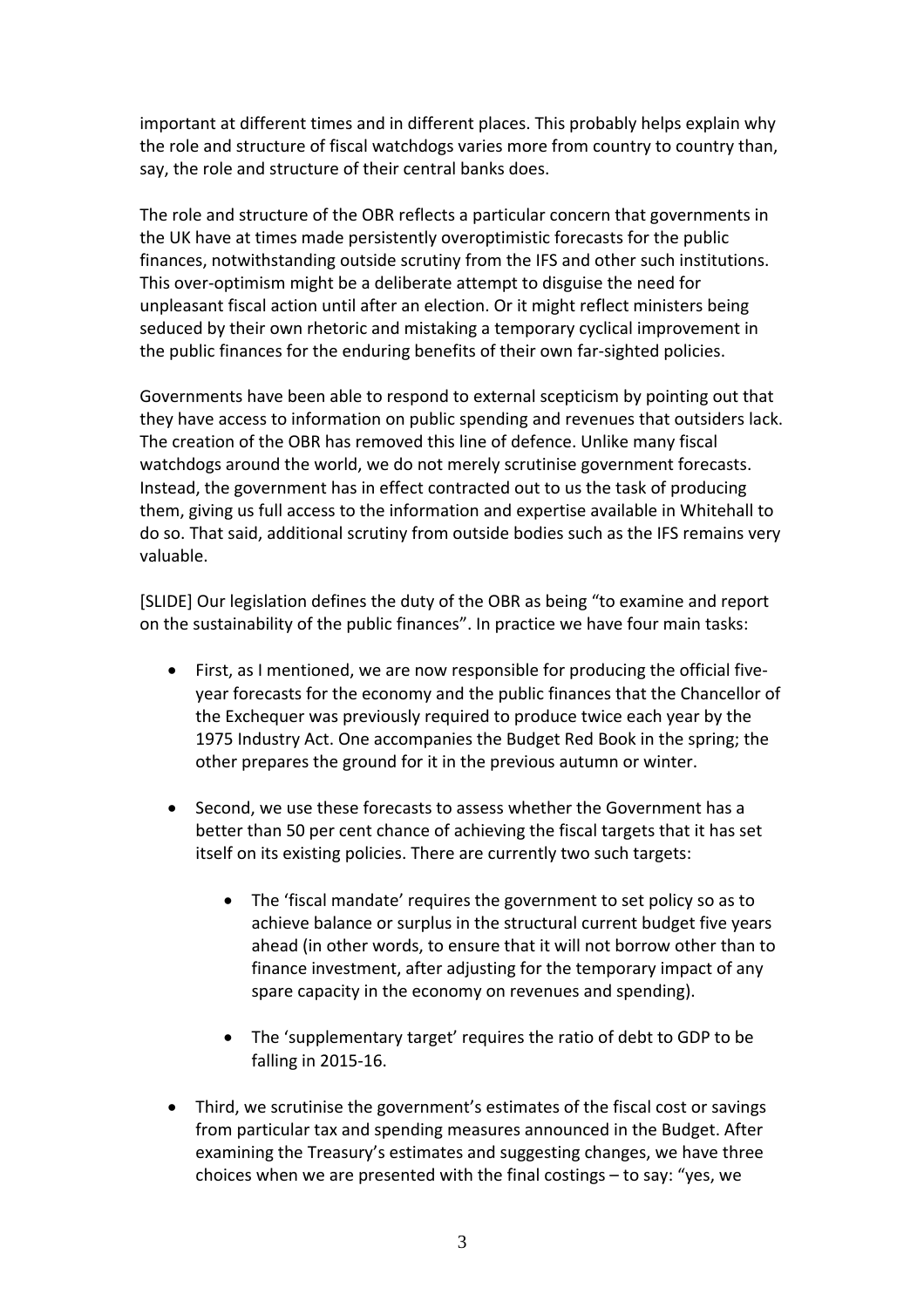important at different times and in different places. This probably helps explain why the role and structure of fiscal watchdogs varies more from country to country than, say, the role and structure of their central banks does.

The role and structure of the OBR reflects a particular concern that governments in the UK have at times made persistently overoptimistic forecasts for the public finances, notwithstanding outside scrutiny from the IFS and other such institutions. This over-optimism might be a deliberate attempt to disguise the need for unpleasant fiscal action until after an election. Or it might reflect ministers being seduced by their own rhetoric and mistaking a temporary cyclical improvement in the public finances for the enduring benefits of their own far-sighted policies.

Governments have been able to respond to external scepticism by pointing out that they have access to information on public spending and revenues that outsiders lack. The creation of the OBR has removed this line of defence. Unlike many fiscal watchdogs around the world, we do not merely scrutinise government forecasts. Instead, the government has in effect contracted out to us the task of producing them, giving us full access to the information and expertise available in Whitehall to do so. That said, additional scrutiny from outside bodies such as the IFS remains very valuable.

[SLIDE] Our legislation defines the duty of the OBR as being "to examine and report on the sustainability of the public finances". In practice we have four main tasks:

- First, as I mentioned, we are now responsible for producing the official five-year forecasts for the economy and the public finances that the Chancellor of the Exchequer was previously required to produce twice each year by the 1975 Industry Act. One accompanies the Budget Red Book in the spring; the other prepares the ground for it in the previous autumn or winter.

- Second, we use these forecasts to assess whether the Government has a better than 50 per cent chance of achieving the fiscal targets that it has set itself on its existing policies. There are currently two such targets:

    - The 'fiscal mandate' requires the government to set policy so as to achieve balance or surplus in the structural current budget five years ahead (in other words, to ensure that it will not borrow other than to finance investment, after adjusting for the temporary impact of any spare capacity in the economy on revenues and spending).

    - The 'supplementary target' requires the ratio of debt to GDP to be falling in 2015-16.

- Third, we scrutinise the government's estimates of the fiscal cost or savings from particular tax and spending measures announced in the Budget. After examining the Treasury's estimates and suggesting changes, we have three choices when we are presented with the final costings – to say: "yes, we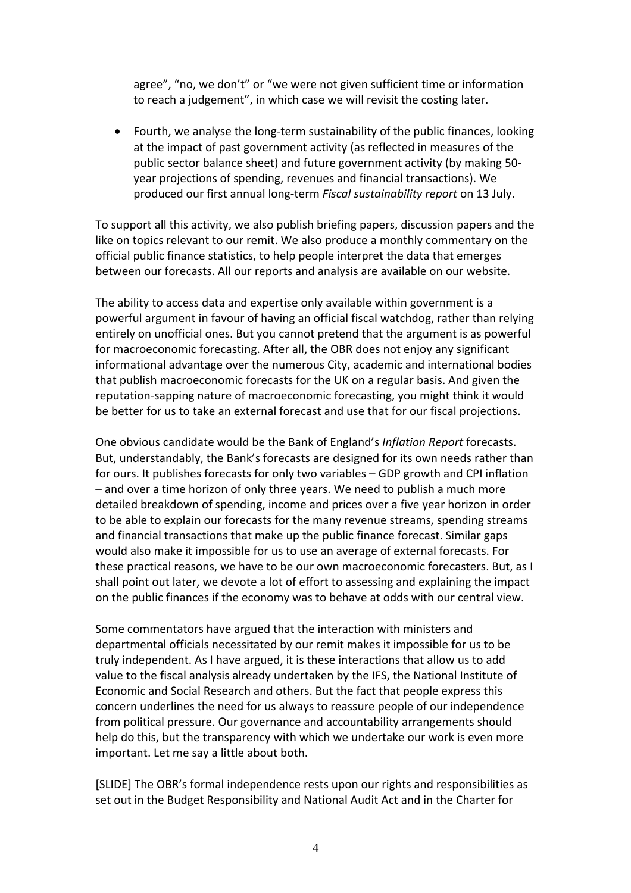agree", "no, we don't" or "we were not given sufficient time or information to reach a judgement", in which case we will revisit the costing later.

- Fourth, we analyse the long-term sustainability of the public finances, looking at the impact of past government activity (as reflected in measures of the public sector balance sheet) and future government activity (by making 50-year projections of spending, revenues and financial transactions). We produced our first annual long-term *Fiscal sustainability report* on 13 July.

To support all this activity, we also publish briefing papers, discussion papers and the like on topics relevant to our remit. We also produce a monthly commentary on the official public finance statistics, to help people interpret the data that emerges between our forecasts. All our reports and analysis are available on our website.

The ability to access data and expertise only available within government is a powerful argument in favour of having an official fiscal watchdog, rather than relying entirely on unofficial ones. But you cannot pretend that the argument is as powerful for macroeconomic forecasting. After all, the OBR does not enjoy any significant informational advantage over the numerous City, academic and international bodies that publish macroeconomic forecasts for the UK on a regular basis. And given the reputation-sapping nature of macroeconomic forecasting, you might think it would be better for us to take an external forecast and use that for our fiscal projections.

One obvious candidate would be the Bank of England's *Inflation Report* forecasts. But, understandably, the Bank's forecasts are designed for its own needs rather than for ours. It publishes forecasts for only two variables – GDP growth and CPI inflation – and over a time horizon of only three years. We need to publish a much more detailed breakdown of spending, income and prices over a five year horizon in order to be able to explain our forecasts for the many revenue streams, spending streams and financial transactions that make up the public finance forecast. Similar gaps would also make it impossible for us to use an average of external forecasts. For these practical reasons, we have to be our own macroeconomic forecasters. But, as I shall point out later, we devote a lot of effort to assessing and explaining the impact on the public finances if the economy was to behave at odds with our central view.

Some commentators have argued that the interaction with ministers and departmental officials necessitated by our remit makes it impossible for us to be truly independent. As I have argued, it is these interactions that allow us to add value to the fiscal analysis already undertaken by the IFS, the National Institute of Economic and Social Research and others. But the fact that people express this concern underlines the need for us always to reassure people of our independence from political pressure. Our governance and accountability arrangements should help do this, but the transparency with which we undertake our work is even more important. Let me say a little about both.

[SLIDE] The OBR's formal independence rests upon our rights and responsibilities as set out in the Budget Responsibility and National Audit Act and in the Charter for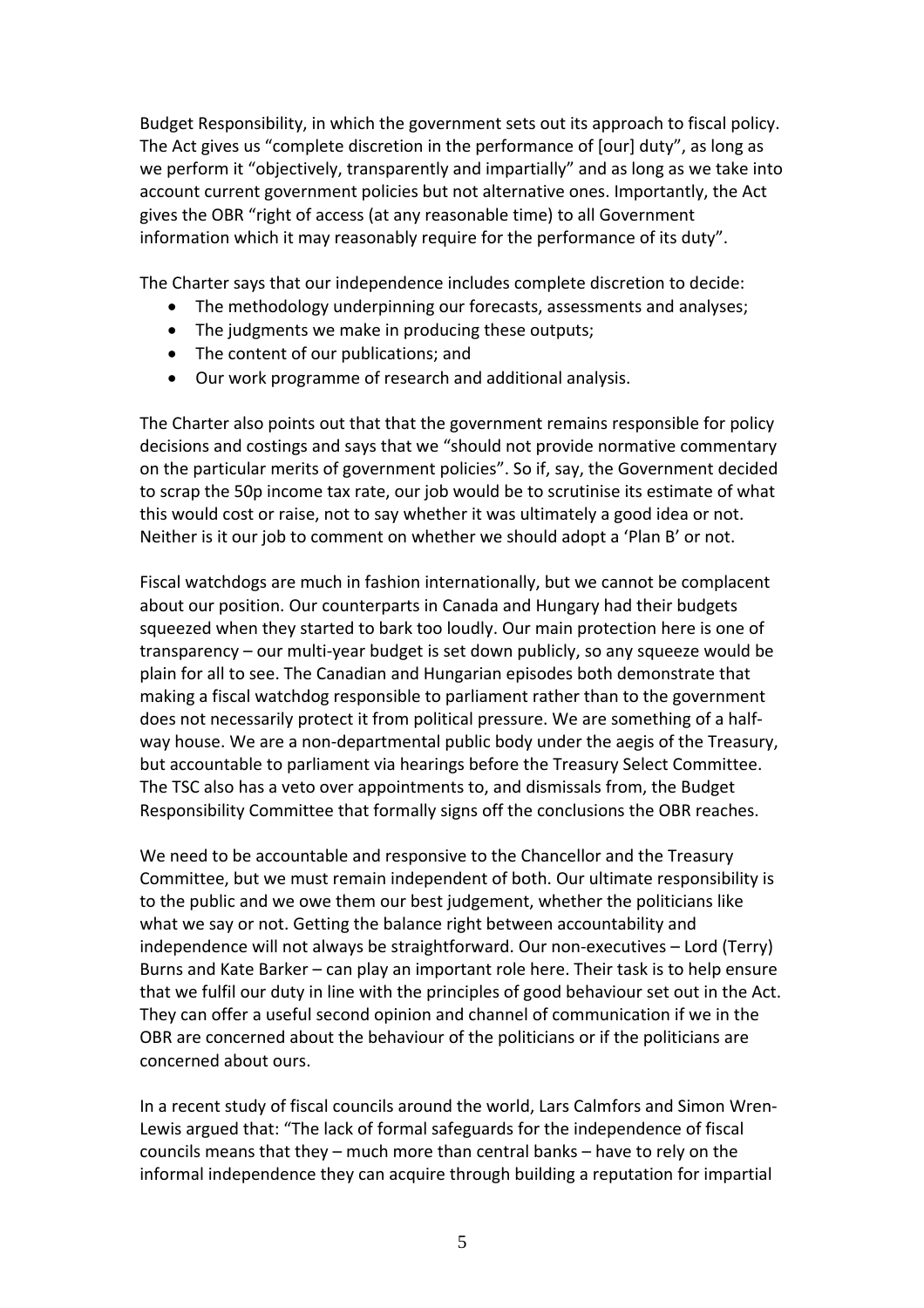Budget Responsibility, in which the government sets out its approach to fiscal policy. The Act gives us "complete discretion in the performance of [our] duty", as long as we perform it "objectively, transparently and impartially" and as long as we take into account current government policies but not alternative ones. Importantly, the Act gives the OBR "right of access (at any reasonable time) to all Government information which it may reasonably require for the performance of its duty".

The Charter says that our independence includes complete discretion to decide:

- The methodology underpinning our forecasts, assessments and analyses;
- The judgments we make in producing these outputs;
- The content of our publications; and
- Our work programme of research and additional analysis.

The Charter also points out that that the government remains responsible for policy decisions and costings and says that we "should not provide normative commentary on the particular merits of government policies". So if, say, the Government decided to scrap the 50p income tax rate, our job would be to scrutinise its estimate of what this would cost or raise, not to say whether it was ultimately a good idea or not. Neither is it our job to comment on whether we should adopt a 'Plan B' or not.

Fiscal watchdogs are much in fashion internationally, but we cannot be complacent about our position. Our counterparts in Canada and Hungary had their budgets squeezed when they started to bark too loudly. Our main protection here is one of transparency – our multi-year budget is set down publicly, so any squeeze would be plain for all to see. The Canadian and Hungarian episodes both demonstrate that making a fiscal watchdog responsible to parliament rather than to the government does not necessarily protect it from political pressure. We are something of a half-way house. We are a non-departmental public body under the aegis of the Treasury, but accountable to parliament via hearings before the Treasury Select Committee. The TSC also has a veto over appointments to, and dismissals from, the Budget Responsibility Committee that formally signs off the conclusions the OBR reaches.

We need to be accountable and responsive to the Chancellor and the Treasury Committee, but we must remain independent of both. Our ultimate responsibility is to the public and we owe them our best judgement, whether the politicians like what we say or not. Getting the balance right between accountability and independence will not always be straightforward. Our non-executives – Lord (Terry) Burns and Kate Barker – can play an important role here. Their task is to help ensure that we fulfil our duty in line with the principles of good behaviour set out in the Act. They can offer a useful second opinion and channel of communication if we in the OBR are concerned about the behaviour of the politicians or if the politicians are concerned about ours.

In a recent study of fiscal councils around the world, Lars Calmfors and Simon Wren-Lewis argued that: "The lack of formal safeguards for the independence of fiscal councils means that they – much more than central banks – have to rely on the informal independence they can acquire through building a reputation for impartial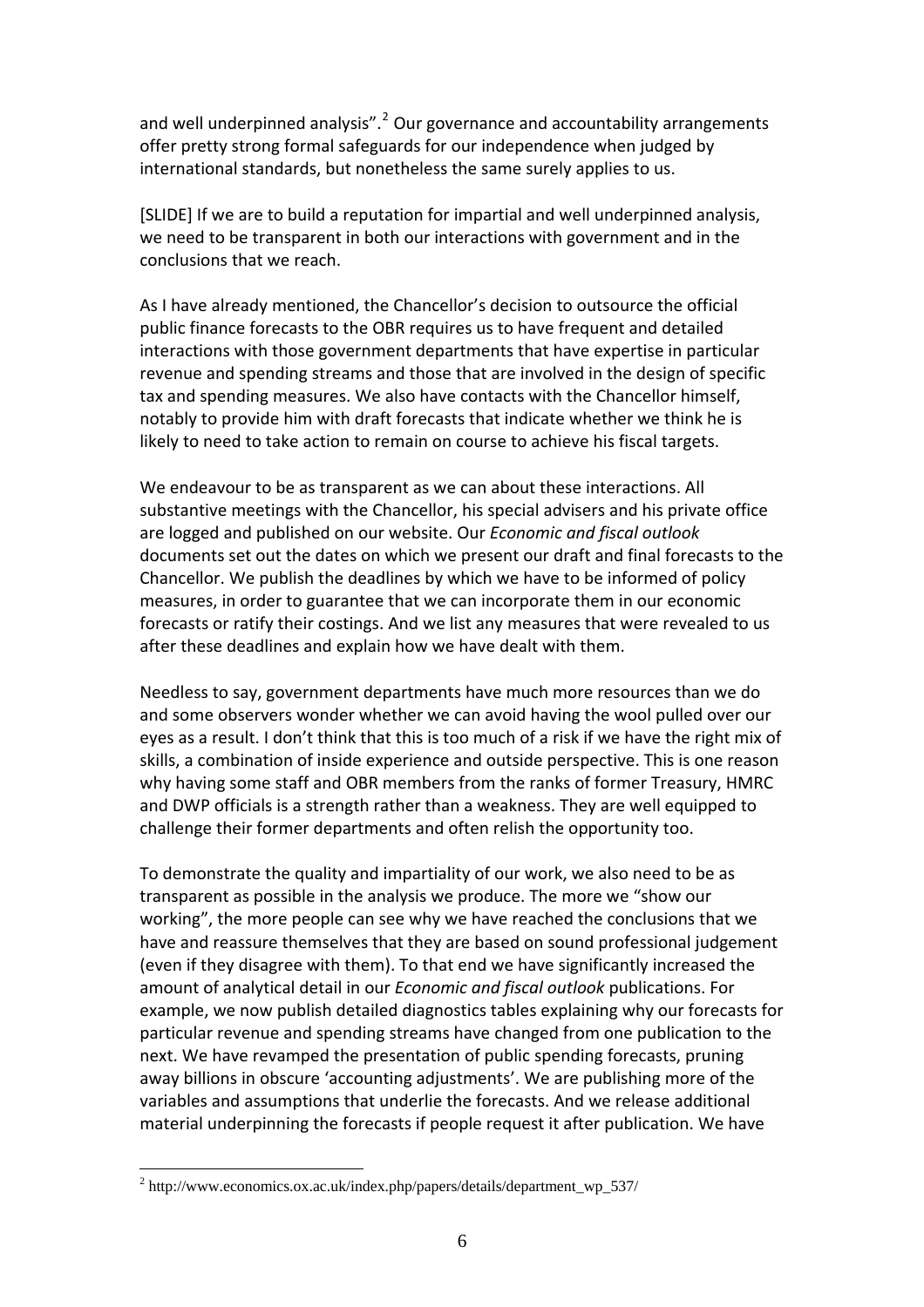and well underpinned analysis".[2] Our governance and accountability arrangements offer pretty strong formal safeguards for our independence when judged by international standards, but nonetheless the same surely applies to us.

[SLIDE] If we are to build a reputation for impartial and well underpinned analysis, we need to be transparent in both our interactions with government and in the conclusions that we reach.

As I have already mentioned, the Chancellor's decision to outsource the official public finance forecasts to the OBR requires us to have frequent and detailed interactions with those government departments that have expertise in particular revenue and spending streams and those that are involved in the design of specific tax and spending measures. We also have contacts with the Chancellor himself, notably to provide him with draft forecasts that indicate whether we think he is likely to need to take action to remain on course to achieve his fiscal targets.

We endeavour to be as transparent as we can about these interactions. All substantive meetings with the Chancellor, his special advisers and his private office are logged and published on our website. Our *Economic and fiscal outlook* documents set out the dates on which we present our draft and final forecasts to the Chancellor. We publish the deadlines by which we have to be informed of policy measures, in order to guarantee that we can incorporate them in our economic forecasts or ratify their costings. And we list any measures that were revealed to us after these deadlines and explain how we have dealt with them.

Needless to say, government departments have much more resources than we do and some observers wonder whether we can avoid having the wool pulled over our eyes as a result. I don't think that this is too much of a risk if we have the right mix of skills, a combination of inside experience and outside perspective. This is one reason why having some staff and OBR members from the ranks of former Treasury, HMRC and DWP officials is a strength rather than a weakness. They are well equipped to challenge their former departments and often relish the opportunity too.

To demonstrate the quality and impartiality of our work, we also need to be as transparent as possible in the analysis we produce. The more we "show our working", the more people can see why we have reached the conclusions that we have and reassure themselves that they are based on sound professional judgement (even if they disagree with them). To that end we have significantly increased the amount of analytical detail in our *Economic and fiscal outlook* publications. For example, we now publish detailed diagnostics tables explaining why our forecasts for particular revenue and spending streams have changed from one publication to the next. We have revamped the presentation of public spending forecasts, pruning away billions in obscure 'accounting adjustments'. We are publishing more of the variables and assumptions that underlie the forecasts. And we release additional material underpinning the forecasts if people request it after publication. We have

[2] http://www.economics.ox.ac.uk/index.php/papers/details/department_wp_537/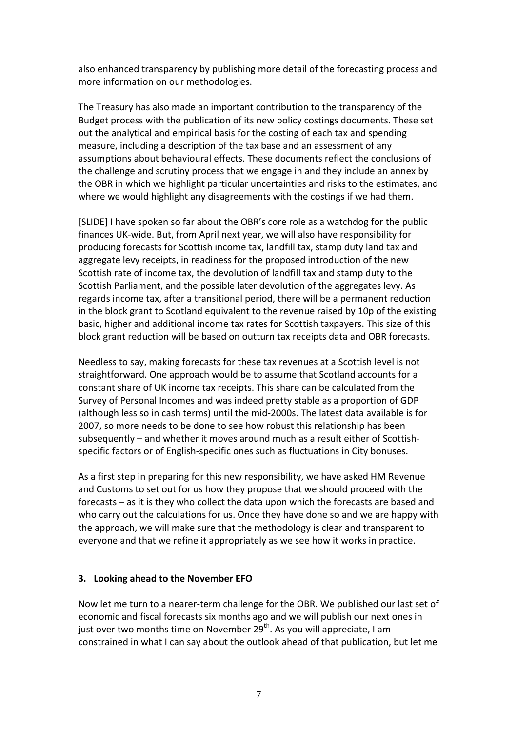also enhanced transparency by publishing more detail of the forecasting process and more information on our methodologies.

The Treasury has also made an important contribution to the transparency of the Budget process with the publication of its new policy costings documents. These set out the analytical and empirical basis for the costing of each tax and spending measure, including a description of the tax base and an assessment of any assumptions about behavioural effects. These documents reflect the conclusions of the challenge and scrutiny process that we engage in and they include an annex by the OBR in which we highlight particular uncertainties and risks to the estimates, and where we would highlight any disagreements with the costings if we had them.

[SLIDE] I have spoken so far about the OBR's core role as a watchdog for the public finances UK-wide. But, from April next year, we will also have responsibility for producing forecasts for Scottish income tax, landfill tax, stamp duty land tax and aggregate levy receipts, in readiness for the proposed introduction of the new Scottish rate of income tax, the devolution of landfill tax and stamp duty to the Scottish Parliament, and the possible later devolution of the aggregates levy. As regards income tax, after a transitional period, there will be a permanent reduction in the block grant to Scotland equivalent to the revenue raised by 10p of the existing basic, higher and additional income tax rates for Scottish taxpayers. This size of this block grant reduction will be based on outturn tax receipts data and OBR forecasts.

Needless to say, making forecasts for these tax revenues at a Scottish level is not straightforward. One approach would be to assume that Scotland accounts for a constant share of UK income tax receipts. This share can be calculated from the Survey of Personal Incomes and was indeed pretty stable as a proportion of GDP (although less so in cash terms) until the mid-2000s. The latest data available is for 2007, so more needs to be done to see how robust this relationship has been subsequently – and whether it moves around much as a result either of Scottish-specific factors or of English-specific ones such as fluctuations in City bonuses.

As a first step in preparing for this new responsibility, we have asked HM Revenue and Customs to set out for us how they propose that we should proceed with the forecasts – as it is they who collect the data upon which the forecasts are based and who carry out the calculations for us. Once they have done so and we are happy with the approach, we will make sure that the methodology is clear and transparent to everyone and that we refine it appropriately as we see how it works in practice.

### 3. Looking ahead to the November EFO

Now let me turn to a nearer-term challenge for the OBR. We published our last set of economic and fiscal forecasts six months ago and we will publish our next ones in just over two months time on November 29th. As you will appreciate, I am constrained in what I can say about the outlook ahead of that publication, but let me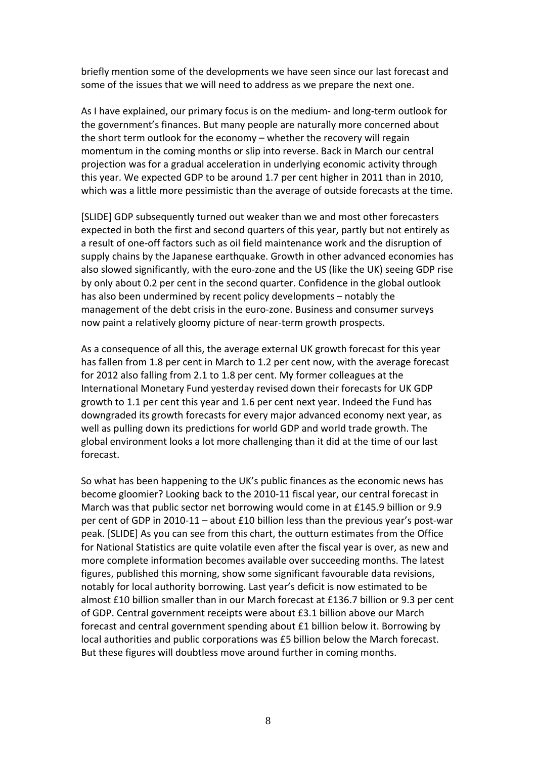briefly mention some of the developments we have seen since our last forecast and some of the issues that we will need to address as we prepare the next one.

As I have explained, our primary focus is on the medium- and long-term outlook for the government's finances. But many people are naturally more concerned about the short term outlook for the economy – whether the recovery will regain momentum in the coming months or slip into reverse. Back in March our central projection was for a gradual acceleration in underlying economic activity through this year. We expected GDP to be around 1.7 per cent higher in 2011 than in 2010, which was a little more pessimistic than the average of outside forecasts at the time.

[SLIDE] GDP subsequently turned out weaker than we and most other forecasters expected in both the first and second quarters of this year, partly but not entirely as a result of one-off factors such as oil field maintenance work and the disruption of supply chains by the Japanese earthquake. Growth in other advanced economies has also slowed significantly, with the euro-zone and the US (like the UK) seeing GDP rise by only about 0.2 per cent in the second quarter. Confidence in the global outlook has also been undermined by recent policy developments – notably the management of the debt crisis in the euro-zone. Business and consumer surveys now paint a relatively gloomy picture of near-term growth prospects.

As a consequence of all this, the average external UK growth forecast for this year has fallen from 1.8 per cent in March to 1.2 per cent now, with the average forecast for 2012 also falling from 2.1 to 1.8 per cent. My former colleagues at the International Monetary Fund yesterday revised down their forecasts for UK GDP growth to 1.1 per cent this year and 1.6 per cent next year. Indeed the Fund has downgraded its growth forecasts for every major advanced economy next year, as well as pulling down its predictions for world GDP and world trade growth. The global environment looks a lot more challenging than it did at the time of our last forecast.

So what has been happening to the UK's public finances as the economic news has become gloomier? Looking back to the 2010-11 fiscal year, our central forecast in March was that public sector net borrowing would come in at £145.9 billion or 9.9 per cent of GDP in 2010-11 – about £10 billion less than the previous year's post-war peak. [SLIDE] As you can see from this chart, the outturn estimates from the Office for National Statistics are quite volatile even after the fiscal year is over, as new and more complete information becomes available over succeeding months. The latest figures, published this morning, show some significant favourable data revisions, notably for local authority borrowing. Last year's deficit is now estimated to be almost £10 billion smaller than in our March forecast at £136.7 billion or 9.3 per cent of GDP. Central government receipts were about £3.1 billion above our March forecast and central government spending about £1 billion below it. Borrowing by local authorities and public corporations was £5 billion below the March forecast. But these figures will doubtless move around further in coming months.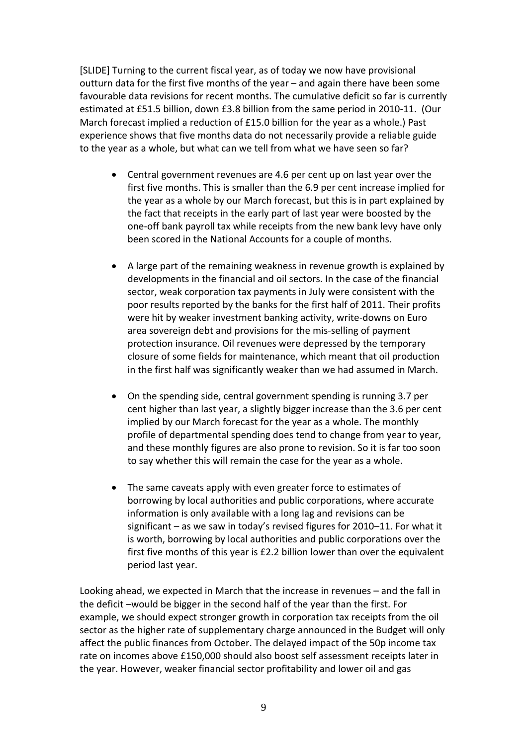[SLIDE] Turning to the current fiscal year, as of today we now have provisional outturn data for the first five months of the year – and again there have been some favourable data revisions for recent months. The cumulative deficit so far is currently estimated at £51.5 billion, down £3.8 billion from the same period in 2010-11. (Our March forecast implied a reduction of £15.0 billion for the year as a whole.) Past experience shows that five months data do not necessarily provide a reliable guide to the year as a whole, but what can we tell from what we have seen so far?

- Central government revenues are 4.6 per cent up on last year over the first five months. This is smaller than the 6.9 per cent increase implied for the year as a whole by our March forecast, but this is in part explained by the fact that receipts in the early part of last year were boosted by the one-off bank payroll tax while receipts from the new bank levy have only been scored in the National Accounts for a couple of months.

- A large part of the remaining weakness in revenue growth is explained by developments in the financial and oil sectors. In the case of the financial sector, weak corporation tax payments in July were consistent with the poor results reported by the banks for the first half of 2011. Their profits were hit by weaker investment banking activity, write-downs on Euro area sovereign debt and provisions for the mis-selling of payment protection insurance. Oil revenues were depressed by the temporary closure of some fields for maintenance, which meant that oil production in the first half was significantly weaker than we had assumed in March.

- On the spending side, central government spending is running 3.7 per cent higher than last year, a slightly bigger increase than the 3.6 per cent implied by our March forecast for the year as a whole. The monthly profile of departmental spending does tend to change from year to year, and these monthly figures are also prone to revision. So it is far too soon to say whether this will remain the case for the year as a whole.

- The same caveats apply with even greater force to estimates of borrowing by local authorities and public corporations, where accurate information is only available with a long lag and revisions can be significant – as we saw in today's revised figures for 2010–11. For what it is worth, borrowing by local authorities and public corporations over the first five months of this year is £2.2 billion lower than over the equivalent period last year.

Looking ahead, we expected in March that the increase in revenues – and the fall in the deficit –would be bigger in the second half of the year than the first. For example, we should expect stronger growth in corporation tax receipts from the oil sector as the higher rate of supplementary charge announced in the Budget will only affect the public finances from October. The delayed impact of the 50p income tax rate on incomes above £150,000 should also boost self assessment receipts later in the year. However, weaker financial sector profitability and lower oil and gas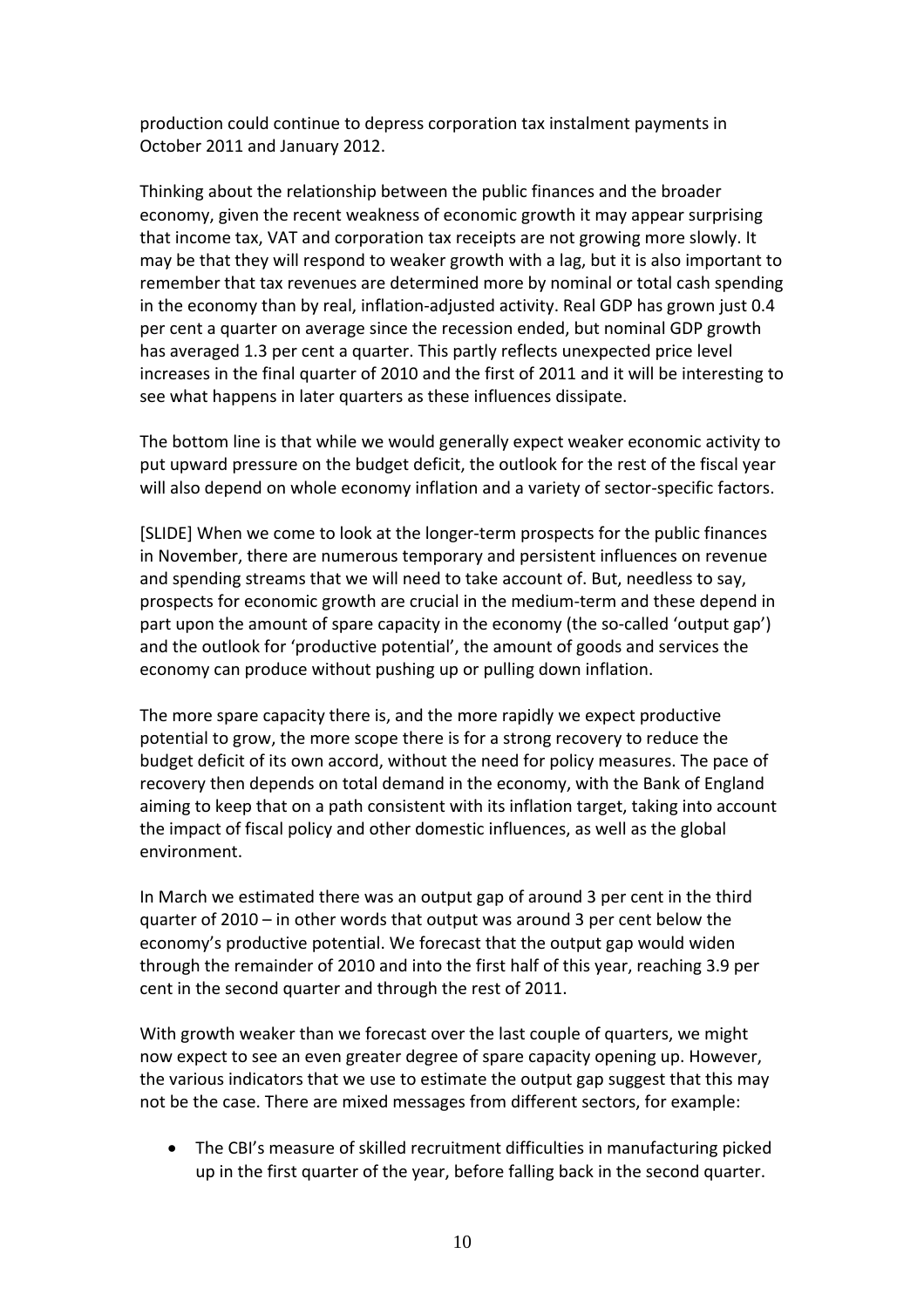production could continue to depress corporation tax instalment payments in October 2011 and January 2012.

Thinking about the relationship between the public finances and the broader economy, given the recent weakness of economic growth it may appear surprising that income tax, VAT and corporation tax receipts are not growing more slowly. It may be that they will respond to weaker growth with a lag, but it is also important to remember that tax revenues are determined more by nominal or total cash spending in the economy than by real, inflation-adjusted activity. Real GDP has grown just 0.4 per cent a quarter on average since the recession ended, but nominal GDP growth has averaged 1.3 per cent a quarter. This partly reflects unexpected price level increases in the final quarter of 2010 and the first of 2011 and it will be interesting to see what happens in later quarters as these influences dissipate.

The bottom line is that while we would generally expect weaker economic activity to put upward pressure on the budget deficit, the outlook for the rest of the fiscal year will also depend on whole economy inflation and a variety of sector-specific factors.

[SLIDE] When we come to look at the longer-term prospects for the public finances in November, there are numerous temporary and persistent influences on revenue and spending streams that we will need to take account of. But, needless to say, prospects for economic growth are crucial in the medium-term and these depend in part upon the amount of spare capacity in the economy (the so-called 'output gap') and the outlook for 'productive potential', the amount of goods and services the economy can produce without pushing up or pulling down inflation.

The more spare capacity there is, and the more rapidly we expect productive potential to grow, the more scope there is for a strong recovery to reduce the budget deficit of its own accord, without the need for policy measures. The pace of recovery then depends on total demand in the economy, with the Bank of England aiming to keep that on a path consistent with its inflation target, taking into account the impact of fiscal policy and other domestic influences, as well as the global environment.

In March we estimated there was an output gap of around 3 per cent in the third quarter of 2010 – in other words that output was around 3 per cent below the economy's productive potential. We forecast that the output gap would widen through the remainder of 2010 and into the first half of this year, reaching 3.9 per cent in the second quarter and through the rest of 2011.

With growth weaker than we forecast over the last couple of quarters, we might now expect to see an even greater degree of spare capacity opening up. However, the various indicators that we use to estimate the output gap suggest that this may not be the case. There are mixed messages from different sectors, for example:

- The CBI's measure of skilled recruitment difficulties in manufacturing picked up in the first quarter of the year, before falling back in the second quarter.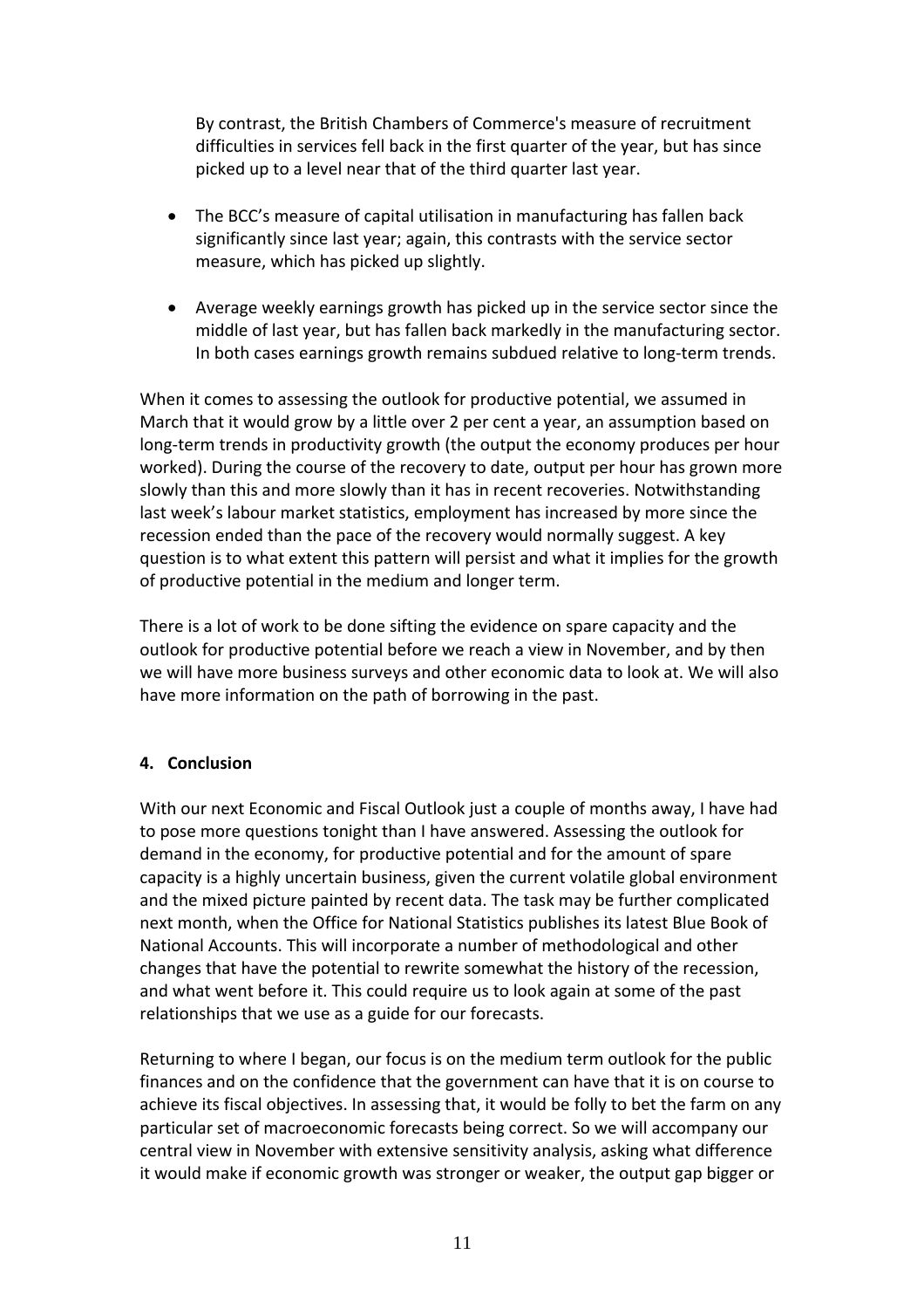By contrast, the British Chambers of Commerce's measure of recruitment difficulties in services fell back in the first quarter of the year, but has since picked up to a level near that of the third quarter last year.

- The BCC's measure of capital utilisation in manufacturing has fallen back significantly since last year; again, this contrasts with the service sector measure, which has picked up slightly.

- Average weekly earnings growth has picked up in the service sector since the middle of last year, but has fallen back markedly in the manufacturing sector. In both cases earnings growth remains subdued relative to long-term trends.

When it comes to assessing the outlook for productive potential, we assumed in March that it would grow by a little over 2 per cent a year, an assumption based on long-term trends in productivity growth (the output the economy produces per hour worked). During the course of the recovery to date, output per hour has grown more slowly than this and more slowly than it has in recent recoveries. Notwithstanding last week's labour market statistics, employment has increased by more since the recession ended than the pace of the recovery would normally suggest. A key question is to what extent this pattern will persist and what it implies for the growth of productive potential in the medium and longer term.

There is a lot of work to be done sifting the evidence on spare capacity and the outlook for productive potential before we reach a view in November, and by then we will have more business surveys and other economic data to look at. We will also have more information on the path of borrowing in the past.

## 4. Conclusion

With our next Economic and Fiscal Outlook just a couple of months away, I have had to pose more questions tonight than I have answered. Assessing the outlook for demand in the economy, for productive potential and for the amount of spare capacity is a highly uncertain business, given the current volatile global environment and the mixed picture painted by recent data. The task may be further complicated next month, when the Office for National Statistics publishes its latest Blue Book of National Accounts. This will incorporate a number of methodological and other changes that have the potential to rewrite somewhat the history of the recession, and what went before it. This could require us to look again at some of the past relationships that we use as a guide for our forecasts.

Returning to where I began, our focus is on the medium term outlook for the public finances and on the confidence that the government can have that it is on course to achieve its fiscal objectives. In assessing that, it would be folly to bet the farm on any particular set of macroeconomic forecasts being correct. So we will accompany our central view in November with extensive sensitivity analysis, asking what difference it would make if economic growth was stronger or weaker, the output gap bigger or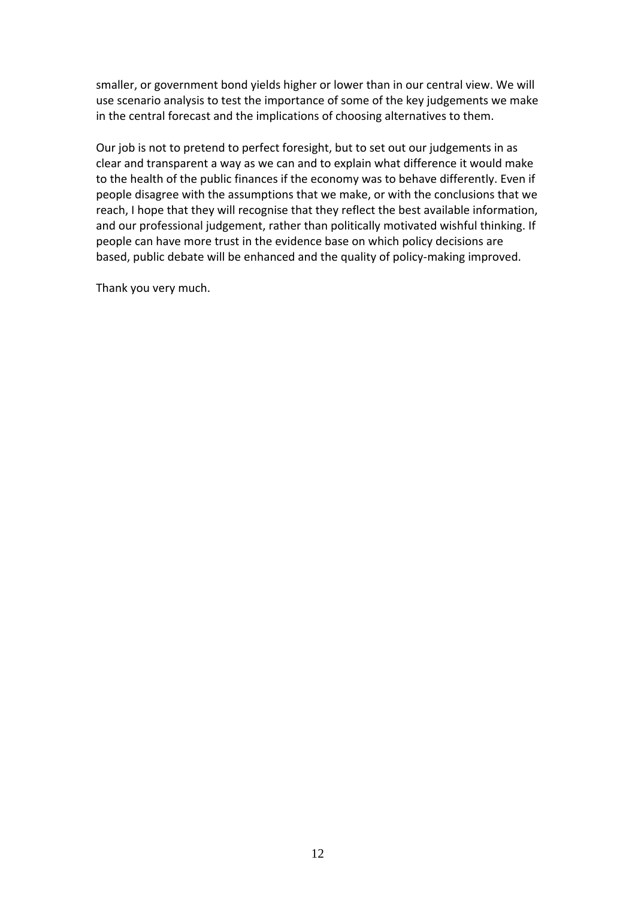smaller, or government bond yields higher or lower than in our central view. We will use scenario analysis to test the importance of some of the key judgements we make in the central forecast and the implications of choosing alternatives to them.

Our job is not to pretend to perfect foresight, but to set out our judgements in as clear and transparent a way as we can and to explain what difference it would make to the health of the public finances if the economy was to behave differently. Even if people disagree with the assumptions that we make, or with the conclusions that we reach, I hope that they will recognise that they reflect the best available information, and our professional judgement, rather than politically motivated wishful thinking. If people can have more trust in the evidence base on which policy decisions are based, public debate will be enhanced and the quality of policy-making improved.

Thank you very much.